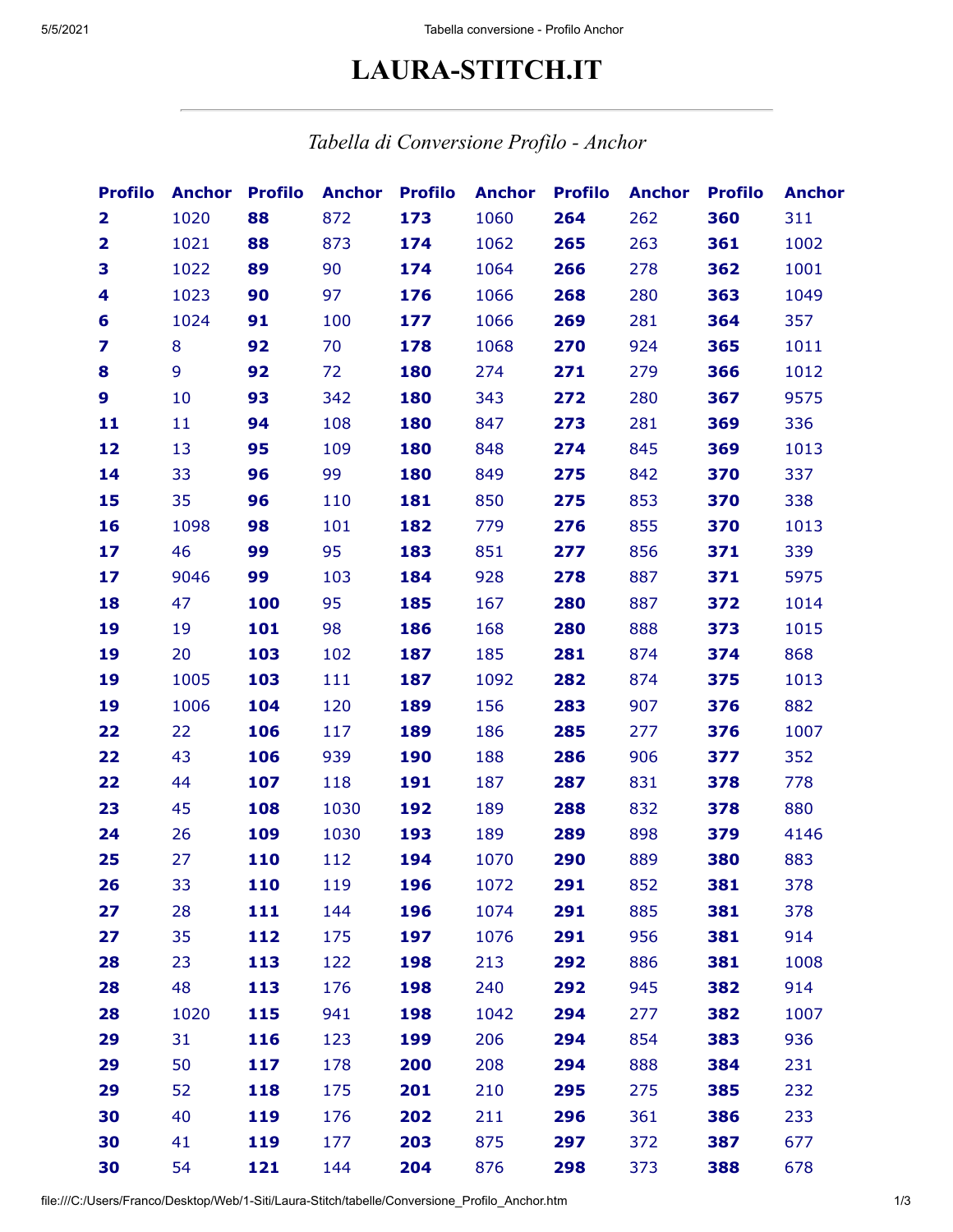# LARAURA-STITCH.IT

*Tabella di Conversione Profilo - Anchor*

| Profilo | Anchor | Profilo | Anchor | Profilo | Anchor | Profilo | Anchor | Profilo | Anchor |
|---|---|---|---|---|---|---|---|---|---|
| **2** | 1020 | **88** | 872 | **173** | 1060 | **264** | 262 | **360** | 311 |
| **2** | 1021 | **88** | 873 | **174** | 1062 | **265** | 263 | **361** | 1002 |
| **3** | 1022 | **89** | 90 | **174** | 1064 | **266** | 278 | **362** | 1001 |
| **4** | 1023 | **90** | 97 | **176** | 1066 | **268** | 280 | **363** | 1049 |
| **6** | 1024 | **91** | 100 | **177** | 1066 | **269** | 281 | **364** | 357 |
| **7** | 8 | **92** | 70 | **178** | 1068 | **270** | 924 | **365** | 1011 |
| **8** | 9 | **92** | 72 | **180** | 274 | **271** | 279 | **366** | 1012 |
| **9** | 10 | **93** | 342 | **180** | 343 | **272** | 280 | **367** | 9575 |
| **11** | 11 | **94** | 108 | **180** | 847 | **273** | 281 | **369** | 336 |
| **12** | 13 | **95** | 109 | **180** | 848 | **274** | 845 | **369** | 1013 |
| **14** | 33 | **96** | 99 | **180** | 849 | **275** | 842 | **370** | 337 |
| **15** | 35 | **96** | 110 | **181** | 850 | **275** | 853 | **370** | 338 |
| **16** | 1098 | **98** | 101 | **182** | 779 | **276** | 855 | **370** | 1013 |
| **17** | 46 | **99** | 95 | **183** | 851 | **277** | 856 | **371** | 339 |
| **17** | 9046 | **99** | 103 | **184** | 928 | **278** | 887 | **371** | 5975 |
| **18** | 47 | **100** | 95 | **185** | 167 | **280** | 887 | **372** | 1014 |
| **19** | 19 | **101** | 98 | **186** | 168 | **280** | 888 | **373** | 1015 |
| **19** | 20 | **103** | 102 | **187** | 185 | **281** | 874 | **374** | 868 |
| **19** | 1005 | **103** | 111 | **187** | 1092 | **282** | 874 | **375** | 1013 |
| **19** | 1006 | **104** | 120 | **189** | 156 | **283** | 907 | **376** | 882 |
| **22** | 22 | **106** | 117 | **189** | 186 | **285** | 277 | **376** | 1007 |
| **22** | 43 | **106** | 939 | **190** | 188 | **286** | 906 | **377** | 352 |
| **22** | 44 | **107** | 118 | **191** | 187 | **287** | 831 | **378** | 778 |
| **23** | 45 | **108** | 1030 | **192** | 189 | **288** | 832 | **378** | 880 |
| **24** | 26 | **109** | 1030 | **193** | 189 | **289** | 898 | **379** | 4146 |
| **25** | 27 | **110** | 112 | **194** | 1070 | **290** | 889 | **380** | 883 |
| **26** | 33 | **110** | 119 | **196** | 1072 | **291** | 852 | **381** | 378 |
| **27** | 28 | **111** | 144 | **196** | 1074 | **291** | 885 | **381** | 378 |
| **27** | 35 | **112** | 175 | **197** | 1076 | **291** | 956 | **381** | 914 |
| **28** | 23 | **113** | 122 | **198** | 213 | **292** | 886 | **381** | 1008 |
| **28** | 48 | **113** | 176 | **198** | 240 | **292** | 945 | **382** | 914 |
| **28** | 1020 | **115** | 941 | **198** | 1042 | **294** | 277 | **382** | 1007 |
| **29** | 31 | **116** | 123 | **199** | 206 | **294** | 854 | **383** | 936 |
| **29** | 50 | **117** | 178 | **200** | 208 | **294** | 888 | **384** | 231 |
| **29** | 52 | **118** | 175 | **201** | 210 | **295** | 275 | **385** | 232 |
| **30** | 40 | **119** | 176 | **202** | 211 | **296** | 361 | **386** | 233 |
| **30** | 41 | **119** | 177 | **203** | 875 | **297** | 372 | **387** | 677 |
| **30** | 54 | **121** | 144 | **204** | 876 | **298** | 373 | **388** | 678 |

# LAURA-STITCH.IT

*Tabella di Conversione Profilo - Anchor*

| Profilo | Anchor | Profilo | Anchor | Profilo | Anchor | Profilo | Anchor | Profilo | Anchor |
|---|---|---|---|---|---|---|---|---|---|
| **2** | 1020 | **88** | 872 | **173** | 1060 | **264** | 262 | **360** | 311 |
| **2** | 1021 | **88** | 873 | **174** | 1062 | **265** | 263 | **361** | 1002 |
| **3** | 1022 | **89** | 90 | **174** | 1064 | **266** | 278 | **362** | 1001 |
| **4** | 1023 | **90** | 97 | **176** | 1066 | **268** | 280 | **363** | 1049 |
| **6** | 1024 | **91** | 100 | **177** | 1066 | **269** | 281 | **364** | 357 |
| **7** | 8 | **92** | 70 | **178** | 1068 | **270** | 924 | **365** | 1011 |
| **8** | 9 | **92** | 72 | **180** | 274 | **271** | 279 | **366** | 1012 |
| **9** | 10 | **93** | 342 | **180** | 343 | **272** | 280 | **367** | 9575 |
| **11** | 11 | **94** | 108 | **180** | 847 | **273** | 281 | **369** | 336 |
| **12** | 13 | **95** | 109 | **180** | 848 | **274** | 845 | **369** | 1013 |
| **14** | 33 | **96** | 99 | **180** | 849 | **275** | 842 | **370** | 337 |
| **15** | 35 | **96** | 110 | **181** | 850 | **275** | 853 | **370** | 338 |
| **16** | 1098 | **98** | 101 | **182** | 779 | **276** | 855 | **370** | 1013 |
| **17** | 46 | **99** | 95 | **183** | 851 | **277** | 856 | **371** | 339 |
| **17** | 9046 | **99** | 103 | **184** | 928 | **278** | 887 | **371** | 5975 |
| **18** | 47 | **100** | 95 | **185** | 167 | **280** | 887 | **372** | 1014 |
| **19** | 19 | **101** | 98 | **186** | 168 | **280** | 888 | **373** | 1015 |
| **19** | 20 | **103** | 102 | **187** | 185 | **281** | 874 | **374** | 868 |
| **19** | 1005 | **103** | 111 | **187** | 1092 | **282** | 874 | **375** | 1013 |
| **19** | 1006 | **104** | 120 | **189** | 156 | **283** | 907 | **376** | 882 |
| **22** | 22 | **106** | 117 | **189** | 186 | **285** | 277 | **376** | 1007 |
| **22** | 43 | **106** | 939 | **190** | 188 | **286** | 906 | **377** | 352 |
| **22** | 44 | **107** | 118 | **191** | 187 | **287** | 831 | **378** | 778 |
| **23** | 45 | **108** | 1030 | **192** | 189 | **288** | 832 | **378** | 880 |
| **24** | 26 | **109** | 1030 | **193** | 189 | **289** | 898 | **379** | 4146 |
| **25** | 27 | **110** | 112 | **194** | 1070 | **290** | 889 | **380** | 883 |
| **26** | 33 | **110** | 119 | **196** | 1072 | **291** | 852 | **381** | 378 |
| **27** | 28 | **111** | 144 | **196** | 1074 | **291** | 885 | **381** | 378 |
| **27** | 35 | **112** | 175 | **197** | 1076 | **291** | 956 | **381** | 914 |
| **28** | 23 | **113** | 122 | **198** | 213 | **292** | 886 | **381** | 1008 |
| **28** | 48 | **113** | 176 | **198** | 240 | **292** | 945 | **382** | 914 |
| **28** | 1020 | **115** | 941 | **198** | 1042 | **294** | 277 | **382** | 1007 |
| **29** | 31 | **116** | 123 | **199** | 206 | **294** | 854 | **383** | 936 |
| **29** | 50 | **117** | 178 | **200** | 208 | **294** | 888 | **384** | 231 |
| **29** | 52 | **118** | 175 | **201** | 210 | **295** | 275 | **385** | 232 |
| **30** | 40 | **119** | 176 | **202** | 211 | **296** | 361 | **386** | 233 |
| **30** | 41 | **119** | 177 | **203** | 875 | **297** | 372 | **387** | 677 |
| **30** | 54 | **121** | 144 | **204** | 876 | **298** | 373 | **388** | 678 |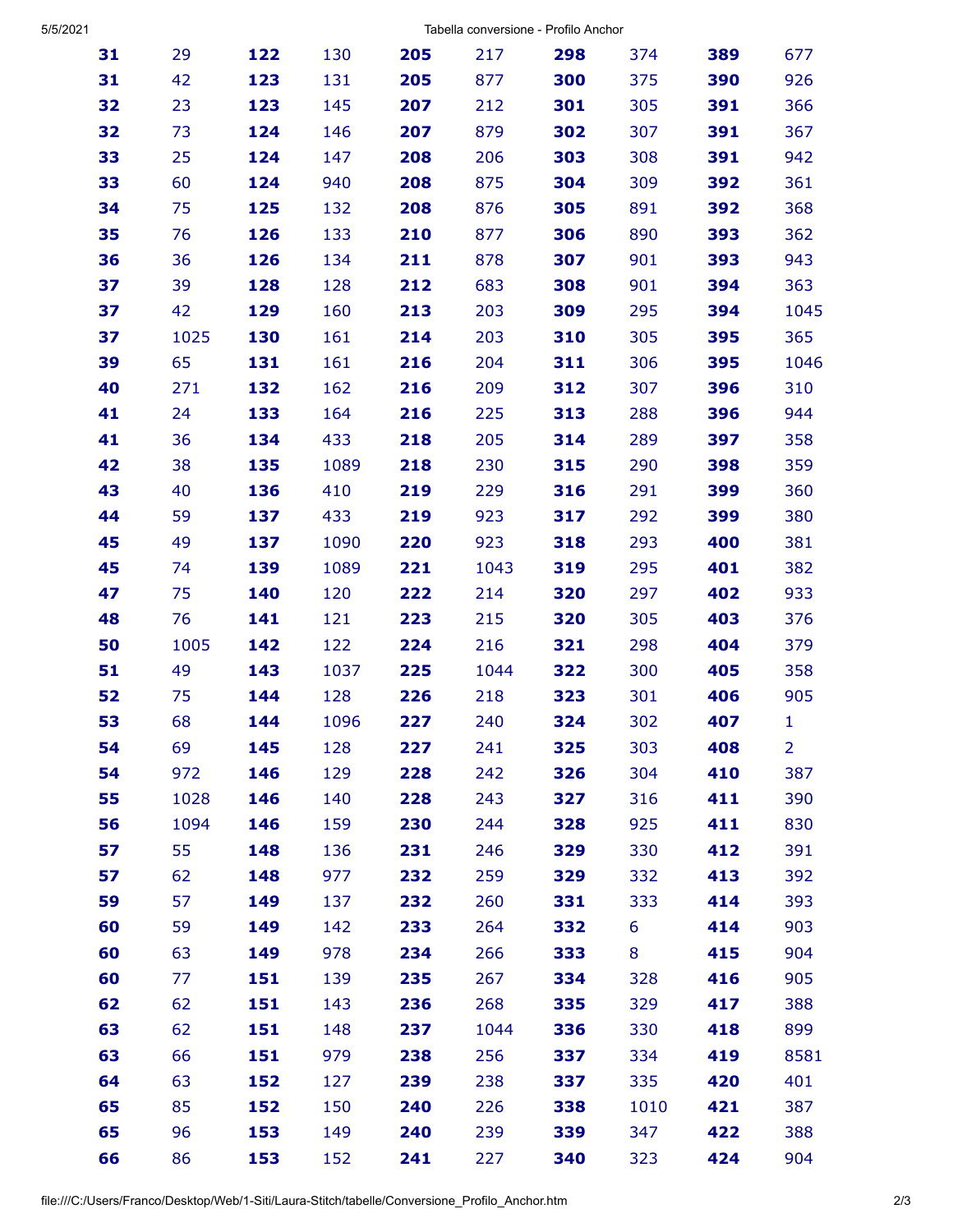| | | | | | | | | | |
|---|---|---|---|---|---|---|---|---|---|
| **31** | 29 | **122** | 130 | **205** | 217 | **298** | 374 | **389** | 677 |
| **31** | 42 | **123** | 131 | **205** | 877 | **300** | 375 | **390** | 926 |
| **32** | 23 | **123** | 145 | **207** | 212 | **301** | 305 | **391** | 366 |
| **32** | 73 | **124** | 146 | **207** | 879 | **302** | 307 | **391** | 367 |
| **33** | 25 | **124** | 147 | **208** | 206 | **303** | 308 | **391** | 942 |
| **33** | 60 | **124** | 940 | **208** | 875 | **304** | 309 | **392** | 361 |
| **34** | 75 | **125** | 132 | **208** | 876 | **305** | 891 | **392** | 368 |
| **35** | 76 | **126** | 133 | **210** | 877 | **306** | 890 | **393** | 362 |
| **36** | 36 | **126** | 134 | **211** | 878 | **307** | 901 | **393** | 943 |
| **37** | 39 | **128** | 128 | **212** | 683 | **308** | 901 | **394** | 363 |
| **37** | 42 | **129** | 160 | **213** | 203 | **309** | 295 | **394** | 1045 |
| **37** | 1025 | **130** | 161 | **214** | 203 | **310** | 305 | **395** | 365 |
| **39** | 65 | **131** | 161 | **216** | 204 | **311** | 306 | **395** | 1046 |
| **40** | 271 | **132** | 162 | **216** | 209 | **312** | 307 | **396** | 310 |
| **41** | 24 | **133** | 164 | **216** | 225 | **313** | 288 | **396** | 944 |
| **41** | 36 | **134** | 433 | **218** | 205 | **314** | 289 | **397** | 358 |
| **42** | 38 | **135** | 1089 | **218** | 230 | **315** | 290 | **398** | 359 |
| **43** | 40 | **136** | 410 | **219** | 229 | **316** | 291 | **399** | 360 |
| **44** | 59 | **137** | 433 | **219** | 923 | **317** | 292 | **399** | 380 |
| **45** | 49 | **137** | 1090 | **220** | 923 | **318** | 293 | **400** | 381 |
| **45** | 74 | **139** | 1089 | **221** | 1043 | **319** | 295 | **401** | 382 |
| **47** | 75 | **140** | 120 | **222** | 214 | **320** | 297 | **402** | 933 |
| **48** | 76 | **141** | 121 | **223** | 215 | **320** | 305 | **403** | 376 |
| **50** | 1005 | **142** | 122 | **224** | 216 | **321** | 298 | **404** | 379 |
| **51** | 49 | **143** | 1037 | **225** | 1044 | **322** | 300 | **405** | 358 |
| **52** | 75 | **144** | 128 | **226** | 218 | **323** | 301 | **406** | 905 |
| **53** | 68 | **144** | 1096 | **227** | 240 | **324** | 302 | **407** | 1 |
| **54** | 69 | **145** | 128 | **227** | 241 | **325** | 303 | **408** | 2 |
| **54** | 972 | **146** | 129 | **228** | 242 | **326** | 304 | **410** | 387 |
| **55** | 1028 | **146** | 140 | **228** | 243 | **327** | 316 | **411** | 390 |
| **56** | 1094 | **146** | 159 | **230** | 244 | **328** | 925 | **411** | 830 |
| **57** | 55 | **148** | 136 | **231** | 246 | **329** | 330 | **412** | 391 |
| **57** | 62 | **148** | 977 | **232** | 259 | **329** | 332 | **413** | 392 |
| **59** | 57 | **149** | 137 | **232** | 260 | **331** | 333 | **414** | 393 |
| **60** | 59 | **149** | 142 | **233** | 264 | **332** | 6 | **414** | 903 |
| **60** | 63 | **149** | 978 | **234** | 266 | **333** | 8 | **415** | 904 |
| **60** | 77 | **151** | 139 | **235** | 267 | **334** | 328 | **416** | 905 |
| **62** | 62 | **151** | 143 | **236** | 268 | **335** | 329 | **417** | 388 |
| **63** | 62 | **151** | 148 | **237** | 1044 | **336** | 330 | **418** | 899 |
| **63** | 66 | **151** | 979 | **238** | 256 | **337** | 334 | **419** | 8581 |
| **64** | 63 | **152** | 127 | **239** | 238 | **337** | 335 | **420** | 401 |
| **65** | 85 | **152** | 150 | **240** | 226 | **338** | 1010 | **421** | 387 |
| **65** | 96 | **153** | 149 | **240** | 239 | **339** | 347 | **422** | 388 |
| **66** | 86 | **153** | 152 | **241** | 227 | **340** | 323 | **424** | 904 |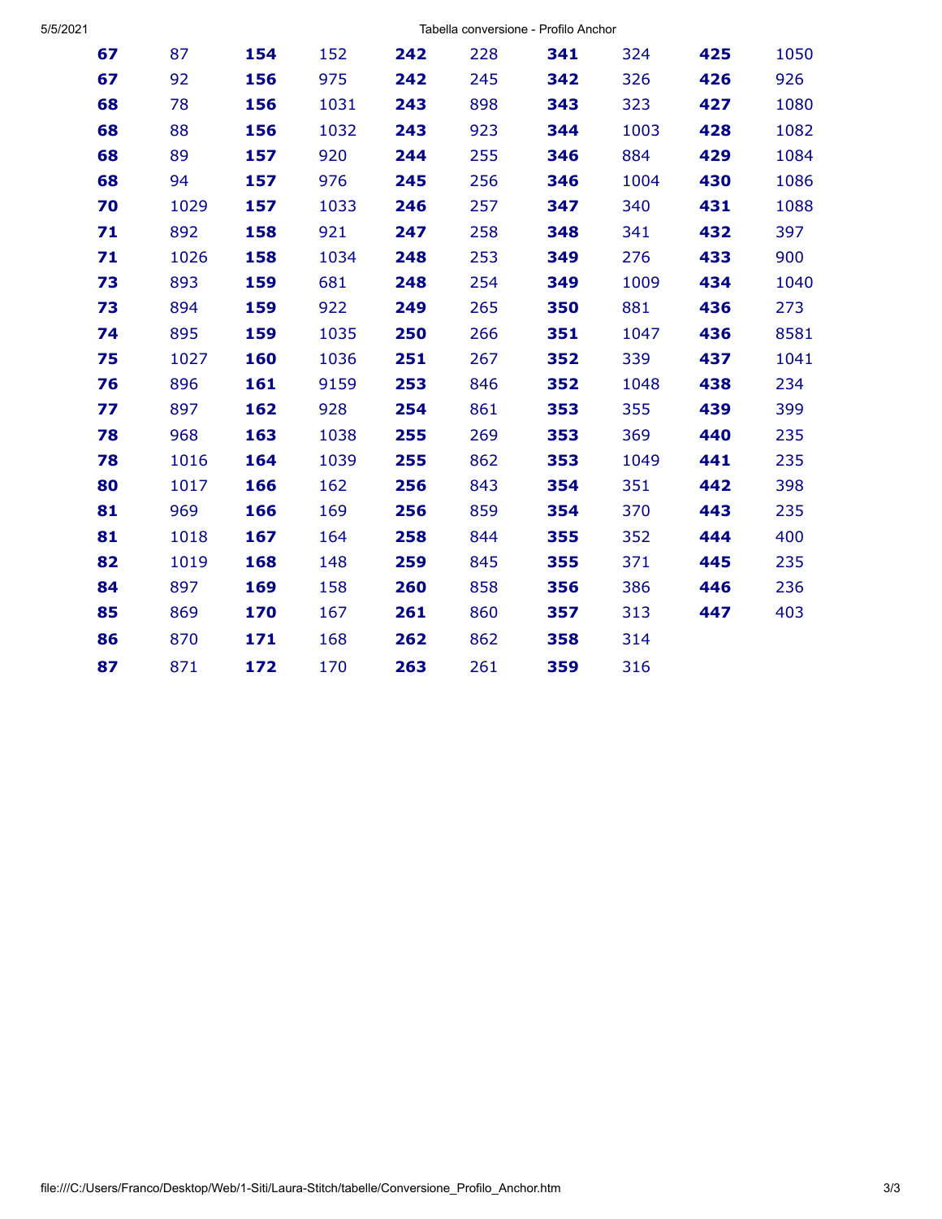| | | | | | | | | | |
|---|---|---|---|---|---|---|---|---|---|
| **67** | 87 | **154** | 152 | **242** | 228 | **341** | 324 | **425** | 1050 |
| **67** | 92 | **156** | 975 | **242** | 245 | **342** | 326 | **426** | 926 |
| **68** | 78 | **156** | 1031 | **243** | 898 | **343** | 323 | **427** | 1080 |
| **68** | 88 | **156** | 1032 | **243** | 923 | **344** | 1003 | **428** | 1082 |
| **68** | 89 | **157** | 920 | **244** | 255 | **346** | 884 | **429** | 1084 |
| **68** | 94 | **157** | 976 | **245** | 256 | **346** | 1004 | **430** | 1086 |
| **70** | 1029 | **157** | 1033 | **246** | 257 | **347** | 340 | **431** | 1088 |
| **71** | 892 | **158** | 921 | **247** | 258 | **348** | 341 | **432** | 397 |
| **71** | 1026 | **158** | 1034 | **248** | 253 | **349** | 276 | **433** | 900 |
| **73** | 893 | **159** | 681 | **248** | 254 | **349** | 1009 | **434** | 1040 |
| **73** | 894 | **159** | 922 | **249** | 265 | **350** | 881 | **436** | 273 |
| **74** | 895 | **159** | 1035 | **250** | 266 | **351** | 1047 | **436** | 8581 |
| **75** | 1027 | **160** | 1036 | **251** | 267 | **352** | 339 | **437** | 1041 |
| **76** | 896 | **161** | 9159 | **253** | 846 | **352** | 1048 | **438** | 234 |
| **77** | 897 | **162** | 928 | **254** | 861 | **353** | 355 | **439** | 399 |
| **78** | 968 | **163** | 1038 | **255** | 269 | **353** | 369 | **440** | 235 |
| **78** | 1016 | **164** | 1039 | **255** | 862 | **353** | 1049 | **441** | 235 |
| **80** | 1017 | **166** | 162 | **256** | 843 | **354** | 351 | **442** | 398 |
| **81** | 969 | **166** | 169 | **256** | 859 | **354** | 370 | **443** | 235 |
| **81** | 1018 | **167** | 164 | **258** | 844 | **355** | 352 | **444** | 400 |
| **82** | 1019 | **168** | 148 | **259** | 845 | **355** | 371 | **445** | 235 |
| **84** | 897 | **169** | 158 | **260** | 858 | **356** | 386 | **446** | 236 |
| **85** | 869 | **170** | 167 | **261** | 860 | **357** | 313 | **447** | 403 |
| **86** | 870 | **171** | 168 | **262** | 862 | **358** | 314 | | |
| **87** | 871 | **172** | 170 | **263** | 261 | **359** | 316 | | |